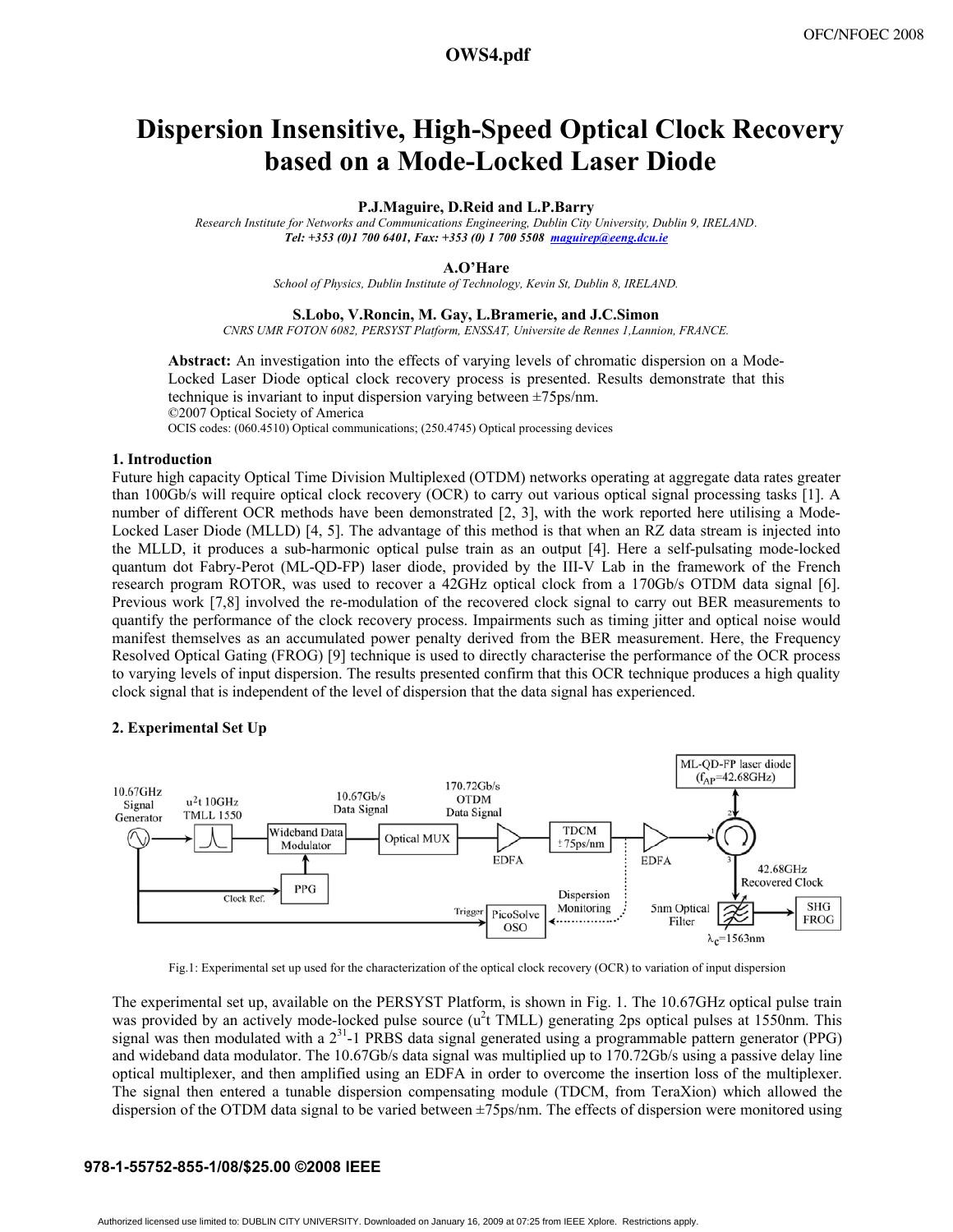# Dispersion Insensitive, High-Speed Optical Clock Recovery based on a Mode-Locked Laser Diode

**P.J.Maguire, D.Reid and L.P.Barry**

*Research Institute for Networks and Communications Engineering, Dublin City University, Dublin 9, IRELAND.*
***Tel: +353 (0)1 700 6401, Fax: +353 (0) 1 700 5508 maguirep@eeng.dcu.ie***

**A.O'Hare**

*School of Physics, Dublin Institute of Technology, Kevin St, Dublin 8, IRELAND.*

**S.Lobo, V.Roncin, M. Gay, L.Bramerie, and J.C.Simon**

*CNRS UMR FOTON 6082, PERSYST Platform, ENSSAT, Universite de Rennes 1,Lannion, FRANCE.*

**Abstract:** An investigation into the effects of varying levels of chromatic dispersion on a Mode-Locked Laser Diode optical clock recovery process is presented. Results demonstrate that this technique is invariant to input dispersion varying between ±75ps/nm.
©2007 Optical Society of America
OCIS codes: (060.4510) Optical communications; (250.4745) Optical processing devices

## 1. Introduction

Future high capacity Optical Time Division Multiplexed (OTDM) networks operating at aggregate data rates greater than 100Gb/s will require optical clock recovery (OCR) to carry out various optical signal processing tasks [1]. A number of different OCR methods have been demonstrated [2, 3], with the work reported here utilising a Mode-Locked Laser Diode (MLLD) [4, 5]. The advantage of this method is that when an RZ data stream is injected into the MLLD, it produces a sub-harmonic optical pulse train as an output [4]. Here a self-pulsating mode-locked quantum dot Fabry-Perot (ML-QD-FP) laser diode, provided by the III-V Lab in the framework of the French research program ROTOR, was used to recover a 42GHz optical clock from a 170Gb/s OTDM data signal [6]. Previous work [7,8] involved the re-modulation of the recovered clock signal to carry out BER measurements to quantify the performance of the clock recovery process. Impairments such as timing jitter and optical noise would manifest themselves as an accumulated power penalty derived from the BER measurement. Here, the Frequency Resolved Optical Gating (FROG) [9] technique is used to directly characterise the performance of the OCR process to varying levels of input dispersion. The results presented confirm that this OCR technique produces a high quality clock signal that is independent of the level of dispersion that the data signal has experienced.

## 2. Experimental Set Up

Fig.1: Experimental set up used for the characterization of the optical clock recovery (OCR) to variation of input dispersion

The experimental set up, available on the PERSYST Platform, is shown in Fig. 1. The 10.67GHz optical pulse train was provided by an actively mode-locked pulse source ($u^2t$ TMLL) generating 2ps optical pulses at 1550nm. This signal was then modulated with a $2^{31}$-1 PRBS data signal generated using a programmable pattern generator (PPG) and wideband data modulator. The 10.67Gb/s data signal was multiplied up to 170.72Gb/s using a passive delay line optical multiplexer, and then amplified using an EDFA in order to overcome the insertion loss of the multiplexer. The signal then entered a tunable dispersion compensating module (TDCM, from TeraXion) which allowed the dispersion of the OTDM data signal to be varied between ±75ps/nm. The effects of dispersion were monitored using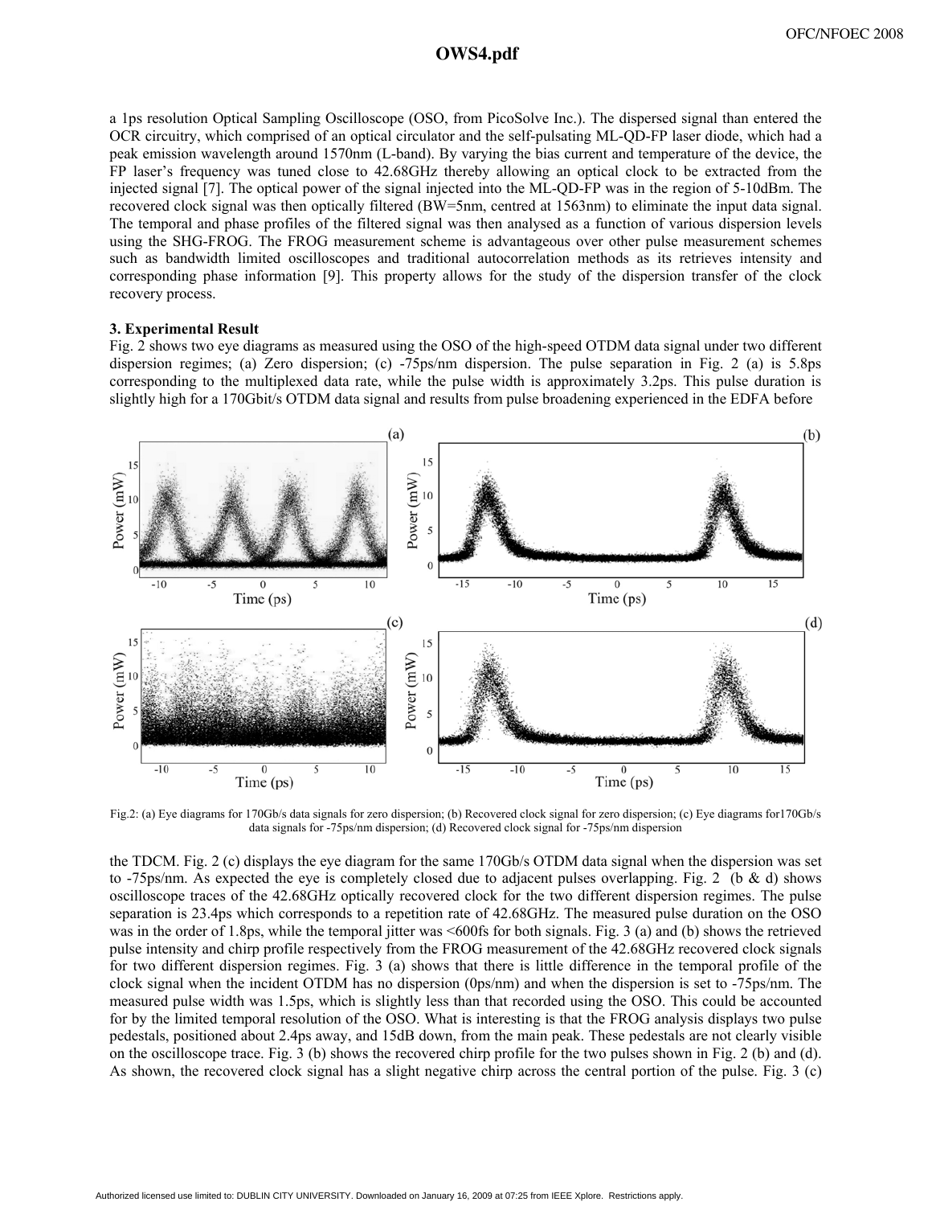a 1ps resolution Optical Sampling Oscilloscope (OSO, from PicoSolve Inc.). The dispersed signal than entered the OCR circuitry, which comprised of an optical circulator and the self-pulsating ML-QD-FP laser diode, which had a peak emission wavelength around 1570nm (L-band). By varying the bias current and temperature of the device, the FP laser's frequency was tuned close to 42.68GHz thereby allowing an optical clock to be extracted from the injected signal [7]. The optical power of the signal injected into the ML-QD-FP was in the region of 5-10dBm. The recovered clock signal was then optically filtered (BW=5nm, centred at 1563nm) to eliminate the input data signal. The temporal and phase profiles of the filtered signal was then analysed as a function of various dispersion levels using the SHG-FROG. The FROG measurement scheme is advantageous over other pulse measurement schemes such as bandwidth limited oscilloscopes and traditional autocorrelation methods as its retrieves intensity and corresponding phase information [9]. This property allows for the study of the dispersion transfer of the clock recovery process.

### 3. Experimental Result

Fig. 2 shows two eye diagrams as measured using the OSO of the high-speed OTDM data signal under two different dispersion regimes; (a) Zero dispersion; (c) -75ps/nm dispersion. The pulse separation in Fig. 2 (a) is 5.8ps corresponding to the multiplexed data rate, while the pulse width is approximately 3.2ps. This pulse duration is slightly high for a 170Gbit/s OTDM data signal and results from pulse broadening experienced in the EDFA before

Fig.2: (a) Eye diagrams for 170Gb/s data signals for zero dispersion; (b) Recovered clock signal for zero dispersion; (c) Eye diagrams for170Gb/s data signals for -75ps/nm dispersion; (d) Recovered clock signal for -75ps/nm dispersion

the TDCM. Fig. 2 (c) displays the eye diagram for the same 170Gb/s OTDM data signal when the dispersion was set to -75ps/nm. As expected the eye is completely closed due to adjacent pulses overlapping. Fig. 2 (b & d) shows oscilloscope traces of the 42.68GHz optically recovered clock for the two different dispersion regimes. The pulse separation is 23.4ps which corresponds to a repetition rate of 42.68GHz. The measured pulse duration on the OSO was in the order of 1.8ps, while the temporal jitter was <600fs for both signals. Fig. 3 (a) and (b) shows the retrieved pulse intensity and chirp profile respectively from the FROG measurement of the 42.68GHz recovered clock signals for two different dispersion regimes. Fig. 3 (a) shows that there is little difference in the temporal profile of the clock signal when the incident OTDM has no dispersion (0ps/nm) and when the dispersion is set to -75ps/nm. The measured pulse width was 1.5ps, which is slightly less than that recorded using the OSO. This could be accounted for by the limited temporal resolution of the OSO. What is interesting is that the FROG analysis displays two pulse pedestals, positioned about 2.4ps away, and 15dB down, from the main peak. These pedestals are not clearly visible on the oscilloscope trace. Fig. 3 (b) shows the recovered chirp profile for the two pulses shown in Fig. 2 (b) and (d). As shown, the recovered clock signal has a slight negative chirp across the central portion of the pulse. Fig. 3 (c)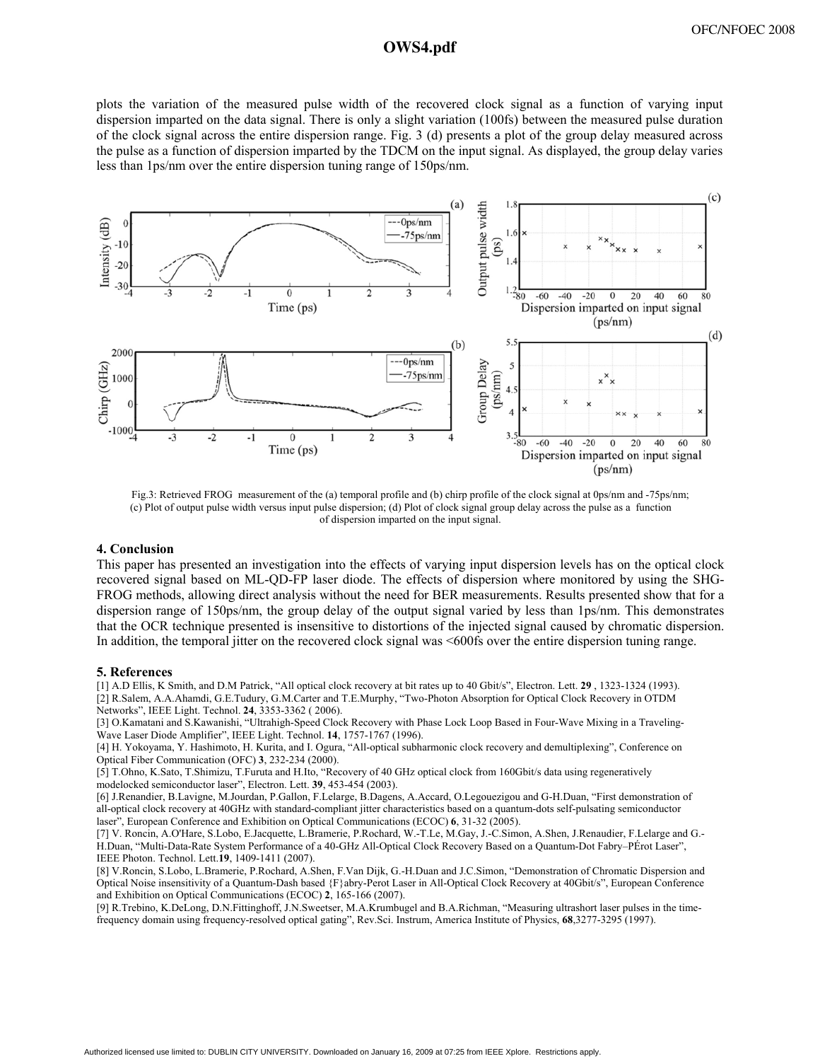plots the variation of the measured pulse width of the recovered clock signal as a function of varying input dispersion imparted on the data signal. There is only a slight variation (100fs) between the measured pulse duration of the clock signal across the entire dispersion range. Fig. 3 (d) presents a plot of the group delay measured across the pulse as a function of dispersion imparted by the TDCM on the input signal. As displayed, the group delay varies less than 1ps/nm over the entire dispersion tuning range of 150ps/nm.

(a)
Intensity (dB)
0
-10
-20
-30
-4 -3 -2 -1 0 1 2 3 4
Time (ps)
---0ps/nm
—-75ps/nm

(b)
Chirp (GHz)
2000
1000
0
-1000
-4 -3 -2 -1 0 1 2 3 4
Time (ps)
---0ps/nm
—-75ps/nm

(c)
Output pulse width (ps)
1.8
1.6
1.4
1.2
-80 -60 -40 -20 0 20 40 60 80
Dispersion imparted on input signal (ps/nm)

(d)
Group Delay (ps/nm)
5.5
5
4.5
4
3.5
-80 -60 -40 -20 0 20 40 60 80
Dispersion imparted on input signal (ps/nm)

Fig.3: Retrieved FROG measurement of the (a) temporal profile and (b) chirp profile of the clock signal at 0ps/nm and -75ps/nm; (c) Plot of output pulse width versus input pulse dispersion; (d) Plot of clock signal group delay across the pulse as a function of dispersion imparted on the input signal.

## 4. Conclusion

This paper has presented an investigation into the effects of varying input dispersion levels has on the optical clock recovered signal based on ML-QD-FP laser diode. The effects of dispersion where monitored by using the SHG-FROG methods, allowing direct analysis without the need for BER measurements. Results presented show that for a dispersion range of 150ps/nm, the group delay of the output signal varied by less than 1ps/nm. This demonstrates that the OCR technique presented is insensitive to distortions of the injected signal caused by chromatic dispersion. In addition, the temporal jitter on the recovered clock signal was <600fs over the entire dispersion tuning range.

## 5. References

[1] A.D Ellis, K Smith, and D.M Patrick, "All optical clock recovery at bit rates up to 40 Gbit/s", Electron. Lett. **29** , 1323-1324 (1993).

[2] R.Salem, A.A.Ahamdi, G.E.Tudury, G.M.Carter and T.E.Murphy, "Two-Photon Absorption for Optical Clock Recovery in OTDM Networks", IEEE Light. Technol. **24**, 3353-3362 ( 2006).

[3] O.Kamatani and S.Kawanishi, "Ultrahigh-Speed Clock Recovery with Phase Lock Loop Based in Four-Wave Mixing in a Traveling-Wave Laser Diode Amplifier", IEEE Light. Technol. **14**, 1757-1767 (1996).

[4] H. Yokoyama, Y. Hashimoto, H. Kurita, and I. Ogura, "All-optical subharmonic clock recovery and demultiplexing", Conference on Optical Fiber Communication (OFC) **3**, 232-234 (2000).

[5] T.Ohno, K.Sato, T.Shimizu, T.Furuta and H.Ito, "Recovery of 40 GHz optical clock from 160Gbit/s data using regeneratively modelocked semiconductor laser", Electron. Lett. **39**, 453-454 (2003).

[6] J.Renandier, B.Lavigne, M.Jourdan, P.Gallon, F.Lelarge, B.Dagens, A.Accard, O.Legouezigou and G-H.Duan, "First demonstration of all-optical clock recovery at 40GHz with standard-compliant jitter characteristics based on a quantum-dots self-pulsating semiconductor laser", European Conference and Exhibition on Optical Communications (ECOC) **6**, 31-32 (2005).

[7] V. Roncin, A.O'Hare, S.Lobo, E.Jacquette, L.Bramerie, P.Rochard, W.-T.Le, M.Gay, J.-C.Simon, A.Shen, J.Renaudier, F.Lelarge and G.-H.Duan, "Multi-Data-Rate System Performance of a 40-GHz All-Optical Clock Recovery Based on a Quantum-Dot Fabry–PÉrot Laser", IEEE Photon. Technol. Lett.**19**, 1409-1411 (2007).

[8] V.Roncin, S.Lobo, L.Bramerie, P.Rochard, A.Shen, F.Van Dijk, G.-H.Duan and J.C.Simon, "Demonstration of Chromatic Dispersion and Optical Noise insensitivity of a Quantum-Dash based {F}abry-Perot Laser in All-Optical Clock Recovery at 40Gbit/s", European Conference and Exhibition on Optical Communications (ECOC) **2**, 165-166 (2007).

[9] R.Trebino, K.DeLong, D.N.Fittinghoff, J.N.Sweetser, M.A.Krumbugel and B.A.Richman, "Measuring ultrashort laser pulses in the time-frequency domain using frequency-resolved optical gating", Rev.Sci. Instrum, America Institute of Physics, **68**,3277-3295 (1997).